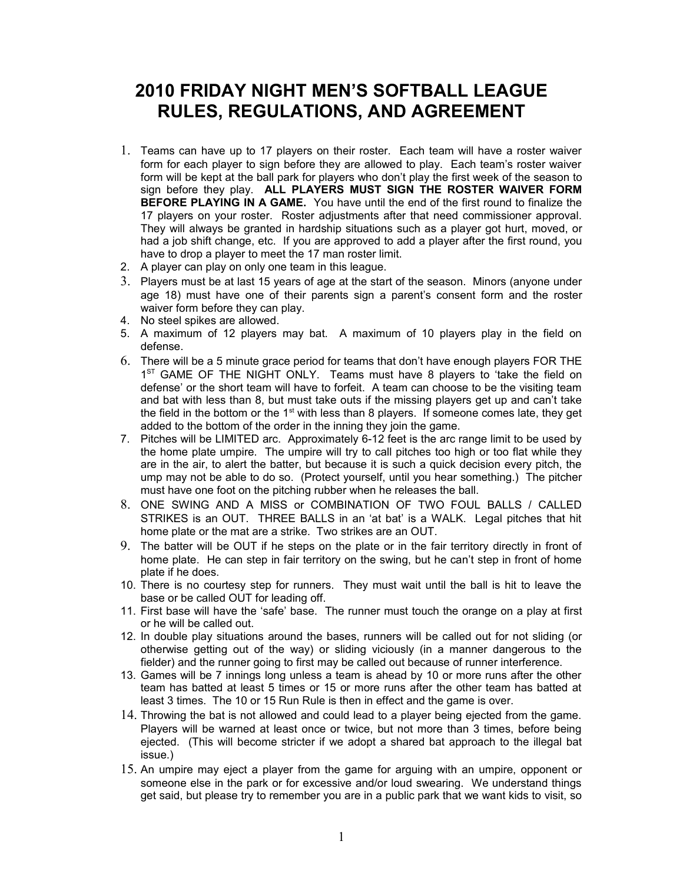# 2010 FRIDAY NIGHT MEN'S SOFTBALL LEAGUE RULES, REGULATIONS, AND AGREEMENT

1. Teams can have up to 17 players on their roster. Each team will have a roster waiver form for each player to sign before they are allowed to play. Each team's roster waiver form will be kept at the ball park for players who don't play the first week of the season to sign before they play. **ALL PLAYERS MUST SIGN THE ROSTER WAIVER FORM BEFORE PLAYING IN A GAME.** You have until the end of the first round to finalize the 17 players on your roster. Roster adjustments after that need commissioner approval. They will always be granted in hardship situations such as a player got hurt, moved, or had a job shift change, etc. If you are approved to add a player after the first round, you have to drop a player to meet the 17 man roster limit.
2. A player can play on only one team in this league.
3. Players must be at last 15 years of age at the start of the season. Minors (anyone under age 18) must have one of their parents sign a parent's consent form and the roster waiver form before they can play.
4. No steel spikes are allowed.
5. A maximum of 12 players may bat. A maximum of 10 players play in the field on defense.
6. There will be a 5 minute grace period for teams that don't have enough players FOR THE 1ST GAME OF THE NIGHT ONLY. Teams must have 8 players to 'take the field on defense' or the short team will have to forfeit. A team can choose to be the visiting team and bat with less than 8, but must take outs if the missing players get up and can't take the field in the bottom or the 1st with less than 8 players. If someone comes late, they get added to the bottom of the order in the inning they join the game.
7. Pitches will be LIMITED arc. Approximately 6-12 feet is the arc range limit to be used by the home plate umpire. The umpire will try to call pitches too high or too flat while they are in the air, to alert the batter, but because it is such a quick decision every pitch, the ump may not be able to do so. (Protect yourself, until you hear something.) The pitcher must have one foot on the pitching rubber when he releases the ball.
8. ONE SWING AND A MISS or COMBINATION OF TWO FOUL BALLS / CALLED STRIKES is an OUT. THREE BALLS in an 'at bat' is a WALK. Legal pitches that hit home plate or the mat are a strike. Two strikes are an OUT.
9. The batter will be OUT if he steps on the plate or in the fair territory directly in front of home plate. He can step in fair territory on the swing, but he can't step in front of home plate if he does.
10. There is no courtesy step for runners. They must wait until the ball is hit to leave the base or be called OUT for leading off.
11. First base will have the 'safe' base. The runner must touch the orange on a play at first or he will be called out.
12. In double play situations around the bases, runners will be called out for not sliding (or otherwise getting out of the way) or sliding viciously (in a manner dangerous to the fielder) and the runner going to first may be called out because of runner interference.
13. Games will be 7 innings long unless a team is ahead by 10 or more runs after the other team has batted at least 5 times or 15 or more runs after the other team has batted at least 3 times. The 10 or 15 Run Rule is then in effect and the game is over.
14. Throwing the bat is not allowed and could lead to a player being ejected from the game. Players will be warned at least once or twice, but not more than 3 times, before being ejected. (This will become stricter if we adopt a shared bat approach to the illegal bat issue.)
15. An umpire may eject a player from the game for arguing with an umpire, opponent or someone else in the park or for excessive and/or loud swearing. We understand things get said, but please try to remember you are in a public park that we want kids to visit, so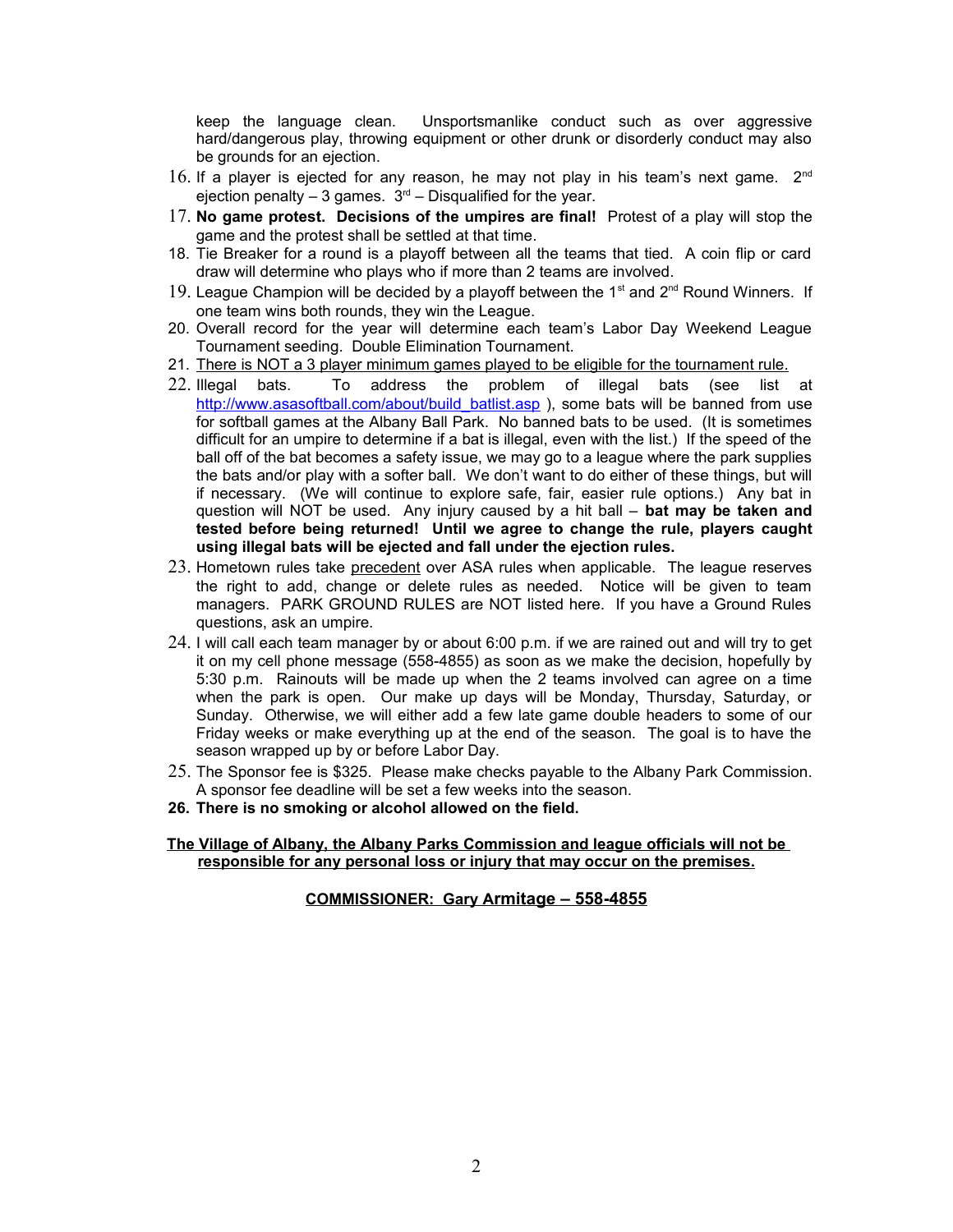keep the language clean. Unsportsmanlike conduct such as over aggressive hard/dangerous play, throwing equipment or other drunk or disorderly conduct may also be grounds for an ejection.

16. If a player is ejected for any reason, he may not play in his team's next game. 2nd ejection penalty – 3 games. 3rd – Disqualified for the year.
17. **No game protest. Decisions of the umpires are final!** Protest of a play will stop the game and the protest shall be settled at that time.
18. Tie Breaker for a round is a playoff between all the teams that tied. A coin flip or card draw will determine who plays who if more than 2 teams are involved.
19. League Champion will be decided by a playoff between the 1st and 2nd Round Winners. If one team wins both rounds, they win the League.
20. Overall record for the year will determine each team's Labor Day Weekend League Tournament seeding. Double Elimination Tournament.
21. <u>There is NOT a 3 player minimum games played to be eligible for the tournament rule.</u>
22. Illegal bats. To address the problem of illegal bats (see list at http://www.asasoftball.com/about/build_batlist.asp ), some bats will be banned from use for softball games at the Albany Ball Park. No banned bats to be used. (It is sometimes difficult for an umpire to determine if a bat is illegal, even with the list.) If the speed of the ball off of the bat becomes a safety issue, we may go to a league where the park supplies the bats and/or play with a softer ball. We don't want to do either of these things, but will if necessary. (We will continue to explore safe, fair, easier rule options.) Any bat in question will NOT be used. Any injury caused by a hit ball – **bat may be taken and tested before being returned! Until we agree to change the rule, players caught using illegal bats will be ejected and fall under the ejection rules.**
23. Hometown rules take <u>precedent</u> over ASA rules when applicable. The league reserves the right to add, change or delete rules as needed. Notice will be given to team managers. PARK GROUND RULES are NOT listed here. If you have a Ground Rules questions, ask an umpire.
24. I will call each team manager by or about 6:00 p.m. if we are rained out and will try to get it on my cell phone message (558-4855) as soon as we make the decision, hopefully by 5:30 p.m. Rainouts will be made up when the 2 teams involved can agree on a time when the park is open. Our make up days will be Monday, Thursday, Saturday, or Sunday. Otherwise, we will either add a few late game double headers to some of our Friday weeks or make everything up at the end of the season. The goal is to have the season wrapped up by or before Labor Day.
25. The Sponsor fee is $325. Please make checks payable to the Albany Park Commission. A sponsor fee deadline will be set a few weeks into the season.
26. **There is no smoking or alcohol allowed on the field.**

**<u>The Village of Albany, the Albany Parks Commission and league officials will not be responsible for any personal loss or injury that may occur on the premises.</u>**

**<u>COMMISSIONER: Gary Armitage – 558-4855</u>**